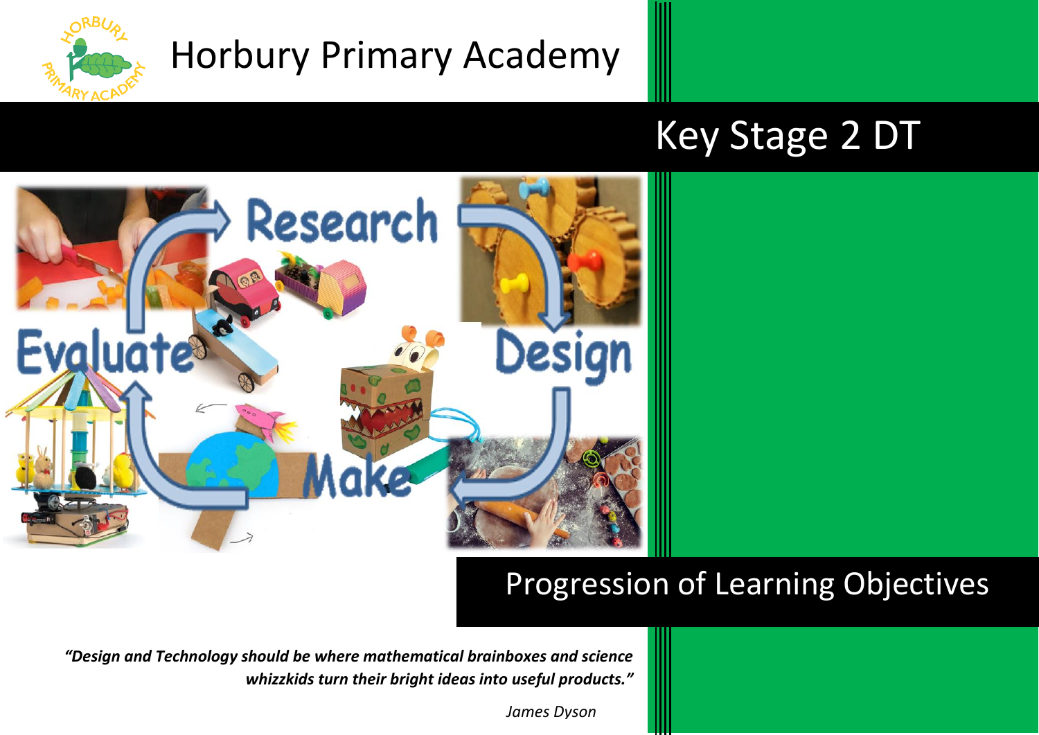# Horbury Primary Academy

## Key Stage 2 DT

## Progression of Learning Objectives

*"Design and Technology should be where mathematical brainboxes and science whizzkids turn their bright ideas into useful products."*

*James Dyson*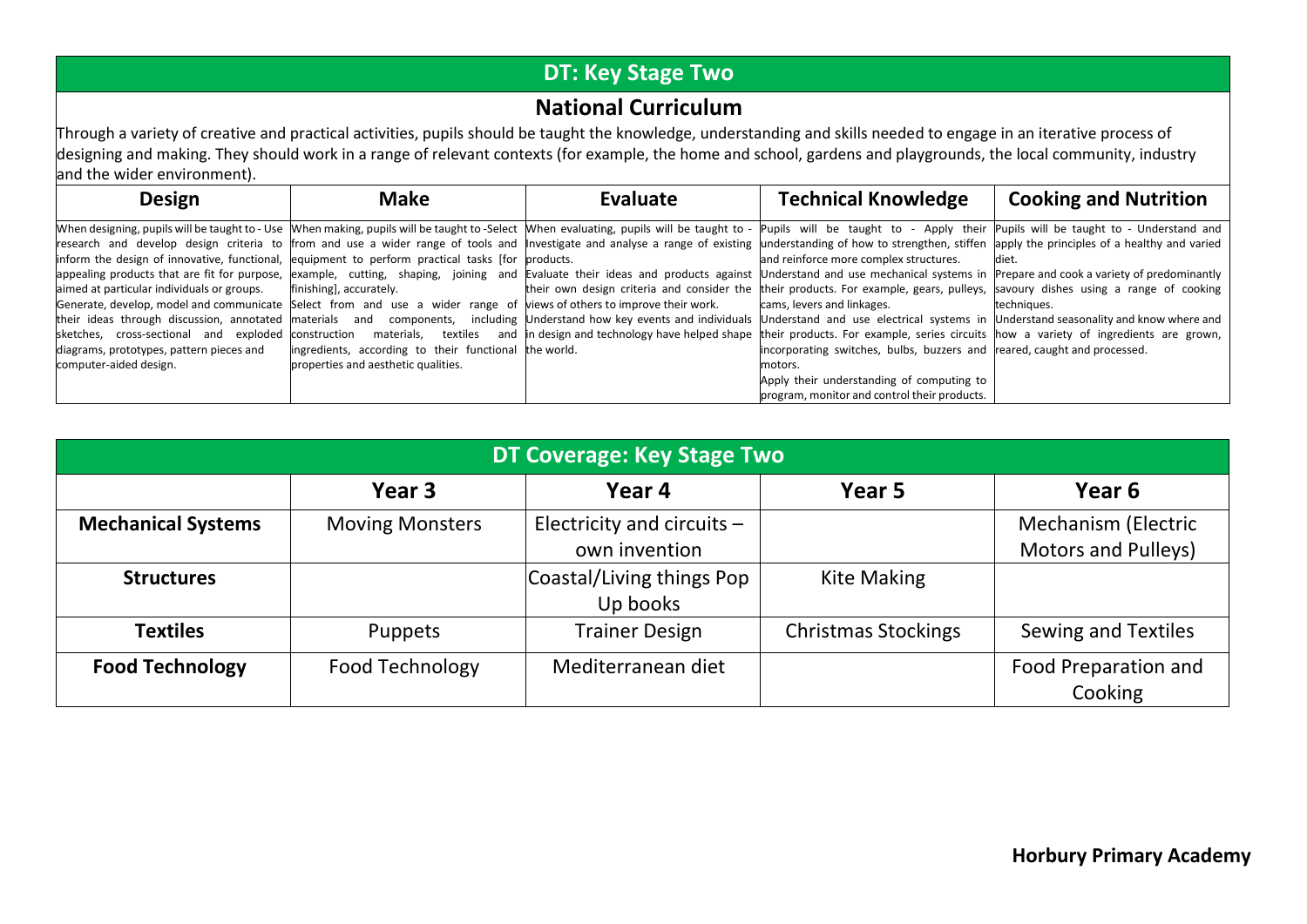# DT: Key Stage Two

## National Curriculum

Through a variety of creative and practical activities, pupils should be taught the knowledge, understanding and skills needed to engage in an iterative process of designing and making. They should work in a range of relevant contexts (for example, the home and school, gardens and playgrounds, the local community, industry and the wider environment).

| Design | Make | Evaluate | Technical Knowledge | Cooking and Nutrition |
|---|---|---|---|---|
| When designing, pupils will be taught to - Use research and develop design criteria to inform the design of innovative, functional, appealing products that are fit for purpose, aimed at particular individuals or groups. Generate, develop, model and communicate their ideas through discussion, annotated sketches, cross-sectional and exploded diagrams, prototypes, pattern pieces and computer-aided design. | When making, pupils will be taught to -Select from and use a wider range of tools and equipment to perform practical tasks [for example, cutting, shaping, joining and finishing], accurately. Select from and use a wider range of materials and components, including construction materials, textiles and ingredients, according to their functional properties and aesthetic qualities. | When evaluating, pupils will be taught to - Investigate and analyse a range of existing products. Evaluate their ideas and products against their own design criteria and consider the views of others to improve their work. Understand how key events and individuals in design and technology have helped shape the world. | Pupils will be taught to - Apply their understanding of how to strengthen, stiffen and reinforce more complex structures. Understand and use mechanical systems in their products. For example, gears, pulleys, cams, levers and linkages. Understand and use electrical systems in their products. For example, series circuits incorporating switches, bulbs, buzzers and motors. Apply their understanding of computing to program, monitor and control their products. | Pupils will be taught to - Understand and apply the principles of a healthy and varied diet. Prepare and cook a variety of predominantly savoury dishes using a range of cooking techniques. Understand seasonality and know where and how a variety of ingredients are grown, reared, caught and processed. |

# DT Coverage: Key Stage Two

| | Year 3 | Year 4 | Year 5 | Year 6 |
|---|---|---|---|---|
| **Mechanical Systems** | Moving Monsters | Electricity and circuits – own invention | | Mechanism (Electric Motors and Pulleys) |
| **Structures** | | Coastal/Living things Pop Up books | Kite Making | |
| **Textiles** | Puppets | Trainer Design | Christmas Stockings | Sewing and Textiles |
| **Food Technology** | Food Technology | Mediterranean diet | | Food Preparation and Cooking |

**Horbury Primary Academy**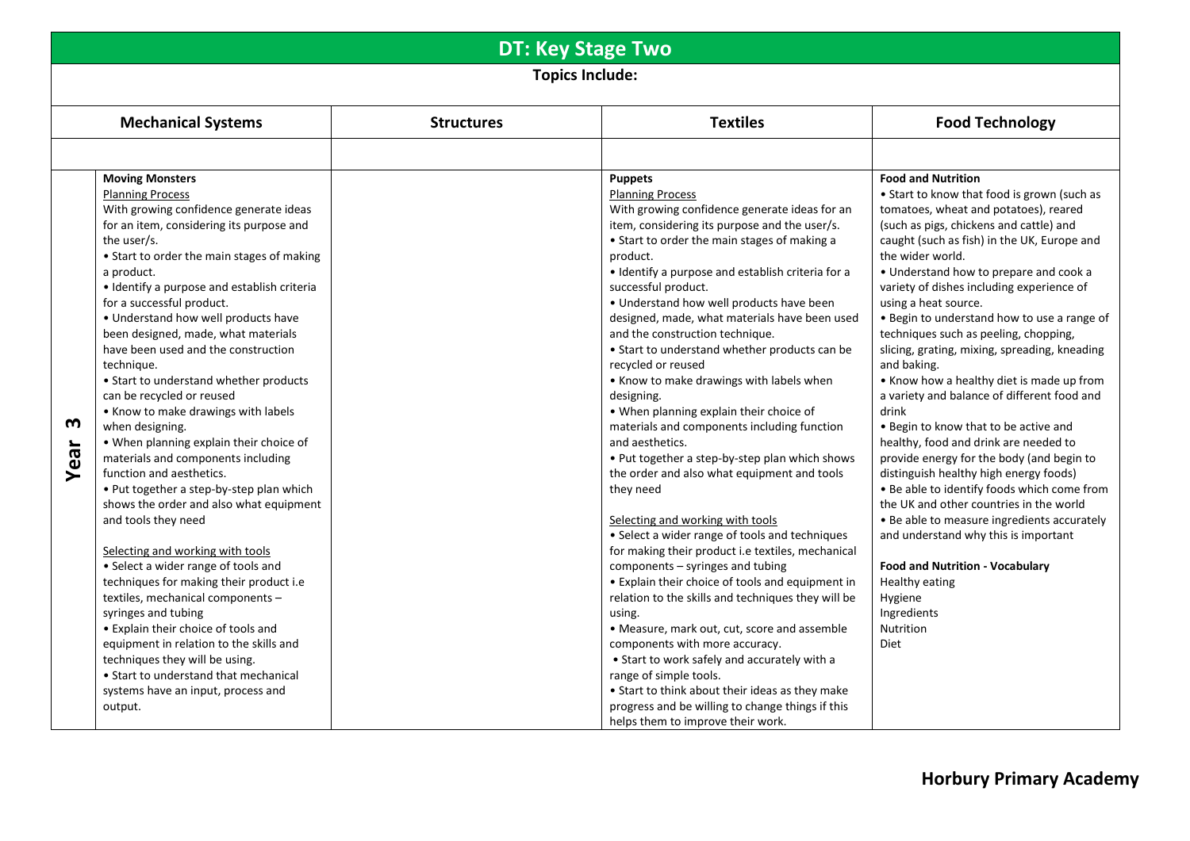# DT: Key Stage Two

**Topics Include:**

| | Mechanical Systems | Structures | Textiles | Food Technology |
|---|---|---|---|---|
| | | | | |
| **Year 3** | **Moving Monsters**<br>Planning Process<br>With growing confidence generate ideas for an item, considering its purpose and the user/s.<br>• Start to order the main stages of making a product.<br>• Identify a purpose and establish criteria for a successful product.<br>• Understand how well products have been designed, made, what materials have been used and the construction technique.<br>• Start to understand whether products can be recycled or reused<br>• Know to make drawings with labels when designing.<br>• When planning explain their choice of materials and components including function and aesthetics.<br>• Put together a step-by-step plan which shows the order and also what equipment and tools they need<br><br>Selecting and working with tools<br>• Select a wider range of tools and techniques for making their product i.e textiles, mechanical components – syringes and tubing<br>• Explain their choice of tools and equipment in relation to the skills and techniques they will be using.<br>• Start to understand that mechanical systems have an input, process and output. | | **Puppets**<br>Planning Process<br>With growing confidence generate ideas for an item, considering its purpose and the user/s.<br>• Start to order the main stages of making a product.<br>• Identify a purpose and establish criteria for a successful product.<br>• Understand how well products have been designed, made, what materials have been used and the construction technique.<br>• Start to understand whether products can be recycled or reused<br>• Know to make drawings with labels when designing.<br>• When planning explain their choice of materials and components including function and aesthetics.<br>• Put together a step-by-step plan which shows the order and also what equipment and tools they need<br><br>Selecting and working with tools<br>• Select a wider range of tools and techniques for making their product i.e textiles, mechanical components – syringes and tubing<br>• Explain their choice of tools and equipment in relation to the skills and techniques they will be using.<br>• Measure, mark out, cut, score and assemble components with more accuracy.<br>• Start to work safely and accurately with a range of simple tools.<br>• Start to think about their ideas as they make progress and be willing to change things if this helps them to improve their work. | **Food and Nutrition**<br>• Start to know that food is grown (such as tomatoes, wheat and potatoes), reared (such as pigs, chickens and cattle) and caught (such as fish) in the UK, Europe and the wider world.<br>• Understand how to prepare and cook a variety of dishes including experience of using a heat source.<br>• Begin to understand how to use a range of techniques such as peeling, chopping, slicing, grating, mixing, spreading, kneading and baking.<br>• Know how a healthy diet is made up from a variety and balance of different food and drink<br>• Begin to know that to be active and healthy, food and drink are needed to provide energy for the body (and begin to distinguish healthy high energy foods)<br>• Be able to identify foods which come from the UK and other countries in the world<br>• Be able to measure ingredients accurately and understand why this is important<br><br>**Food and Nutrition - Vocabulary**<br>Healthy eating<br>Hygiene<br>Ingredients<br>Nutrition<br>Diet |

**Horbury Primary Academy**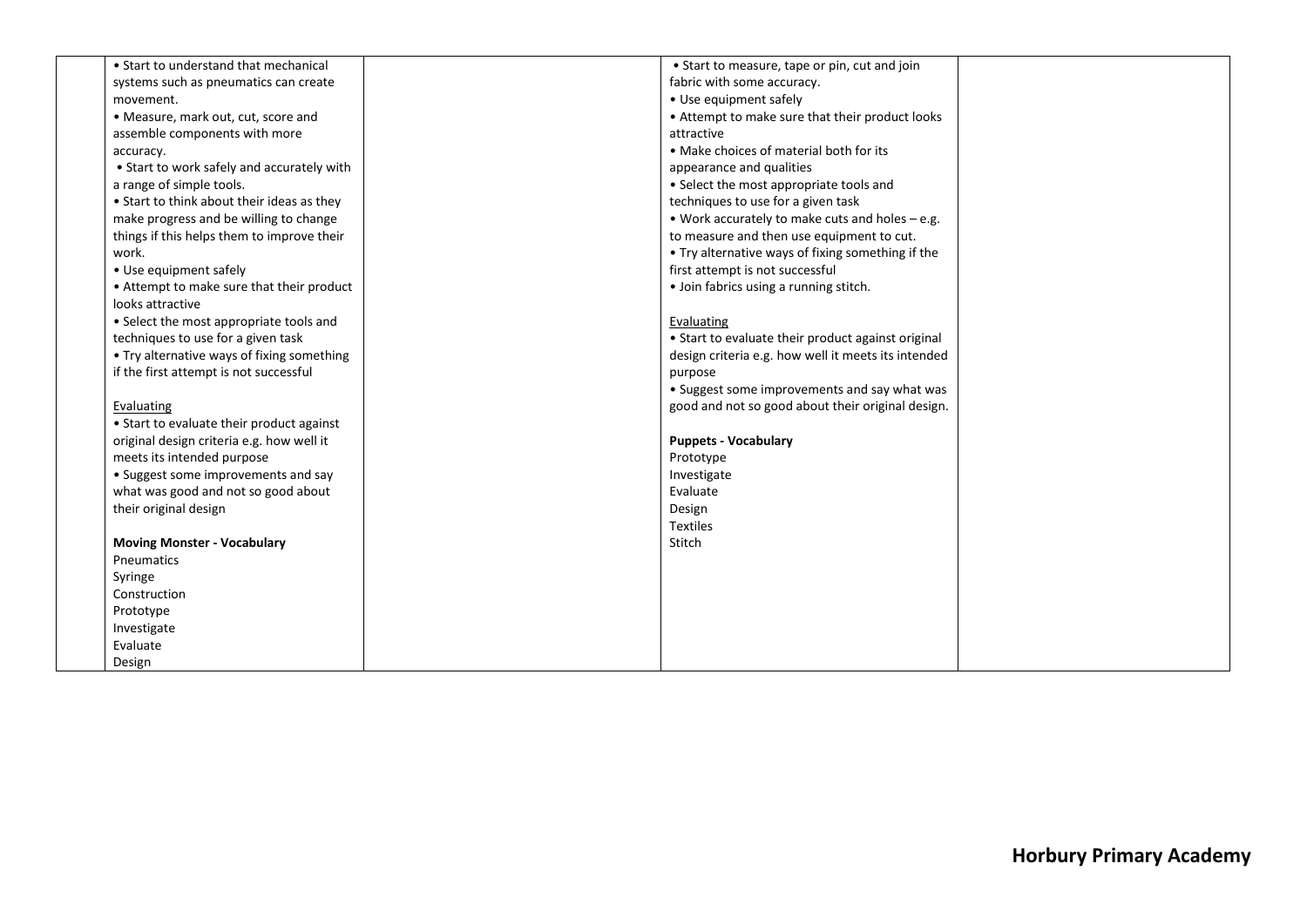| | | | | |
|---|---|---|---|---|
| | • Start to understand that mechanical systems such as pneumatics can create movement.<br>• Measure, mark out, cut, score and assemble components with more accuracy.<br>• Start to work safely and accurately with a range of simple tools.<br>• Start to think about their ideas as they make progress and be willing to change things if this helps them to improve their work.<br>• Use equipment safely<br>• Attempt to make sure that their product looks attractive<br>• Select the most appropriate tools and techniques to use for a given task<br>• Try alternative ways of fixing something if the first attempt is not successful<br><br><u>Evaluating</u><br>• Start to evaluate their product against original design criteria e.g. how well it meets its intended purpose<br>• Suggest some improvements and say what was good and not so good about their original design<br><br>**Moving Monster - Vocabulary**<br>Pneumatics<br>Syringe<br>Construction<br>Prototype<br>Investigate<br>Evaluate<br>Design | | • Start to measure, tape or pin, cut and join fabric with some accuracy.<br>• Use equipment safely<br>• Attempt to make sure that their product looks attractive<br>• Make choices of material both for its appearance and qualities<br>• Select the most appropriate tools and techniques to use for a given task<br>• Work accurately to make cuts and holes – e.g. to measure and then use equipment to cut.<br>• Try alternative ways of fixing something if the first attempt is not successful<br>• Join fabrics using a running stitch.<br><br><u>Evaluating</u><br>• Start to evaluate their product against original design criteria e.g. how well it meets its intended purpose<br>• Suggest some improvements and say what was good and not so good about their original design.<br><br>**Puppets - Vocabulary**<br>Prototype<br>Investigate<br>Evaluate<br>Design<br>Textiles<br>Stitch | |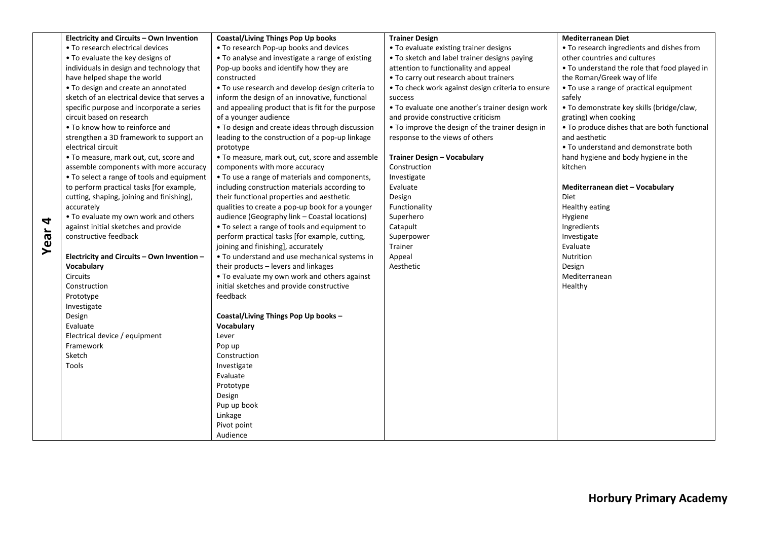| Year 4 | Electricity and Circuits – Own Invention | Coastal/Living Things Pop Up books | Trainer Design | Mediterranean Diet |
|---|---|---|---|---|
| | • To research electrical devices<br>• To evaluate the key designs of individuals in design and technology that have helped shape the world<br>• To design and create an annotated sketch of an electrical device that serves a specific purpose and incorporate a series circuit based on research<br>• To know how to reinforce and strengthen a 3D framework to support an electrical circuit<br>• To measure, mark out, cut, score and assemble components with more accuracy<br>• To select a range of tools and equipment to perform practical tasks [for example, cutting, shaping, joining and finishing], accurately<br>• To evaluate my own work and others against initial sketches and provide constructive feedback<br><br>**Electricity and Circuits – Own Invention – Vocabulary**<br>Circuits<br>Construction<br>Prototype<br>Investigate<br>Design<br>Evaluate<br>Electrical device / equipment<br>Framework<br>Sketch<br>Tools | • To research Pop-up books and devices<br>• To analyse and investigate a range of existing Pop-up books and identify how they are constructed<br>• To use research and develop design criteria to inform the design of an innovative, functional and appealing product that is fit for the purpose of a younger audience<br>• To design and create ideas through discussion leading to the construction of a pop-up linkage prototype<br>• To measure, mark out, cut, score and assemble components with more accuracy<br>• To use a range of materials and components, including construction materials according to their functional properties and aesthetic qualities to create a pop-up book for a younger audience (Geography link – Coastal locations)<br>• To select a range of tools and equipment to perform practical tasks [for example, cutting, joining and finishing], accurately<br>• To understand and use mechanical systems in their products – levers and linkages<br>• To evaluate my own work and others against initial sketches and provide constructive feedback<br><br>**Coastal/Living Things Pop Up books – Vocabulary**<br>Lever<br>Pop up<br>Construction<br>Investigate<br>Evaluate<br>Prototype<br>Design<br>Pup up book<br>Linkage<br>Pivot point<br>Audience | • To evaluate existing trainer designs<br>• To sketch and label trainer designs paying attention to functionality and appeal<br>• To carry out research about trainers<br>• To check work against design criteria to ensure success<br>• To evaluate one another's trainer design work and provide constructive criticism<br>• To improve the design of the trainer design in response to the views of others<br><br>**Trainer Design – Vocabulary**<br>Construction<br>Investigate<br>Evaluate<br>Design<br>Functionality<br>Superhero<br>Catapult<br>Superpower<br>Trainer<br>Appeal<br>Aesthetic | • To research ingredients and dishes from other countries and cultures<br>• To understand the role that food played in the Roman/Greek way of life<br>• To use a range of practical equipment safely<br>• To demonstrate key skills (bridge/claw, grating) when cooking<br>• To produce dishes that are both functional and aesthetic<br>• To understand and demonstrate both hand hygiene and body hygiene in the kitchen<br><br>**Mediterranean diet – Vocabulary**<br>Diet<br>Healthy eating<br>Hygiene<br>Ingredients<br>Investigate<br>Evaluate<br>Nutrition<br>Design<br>Mediterranean<br>Healthy |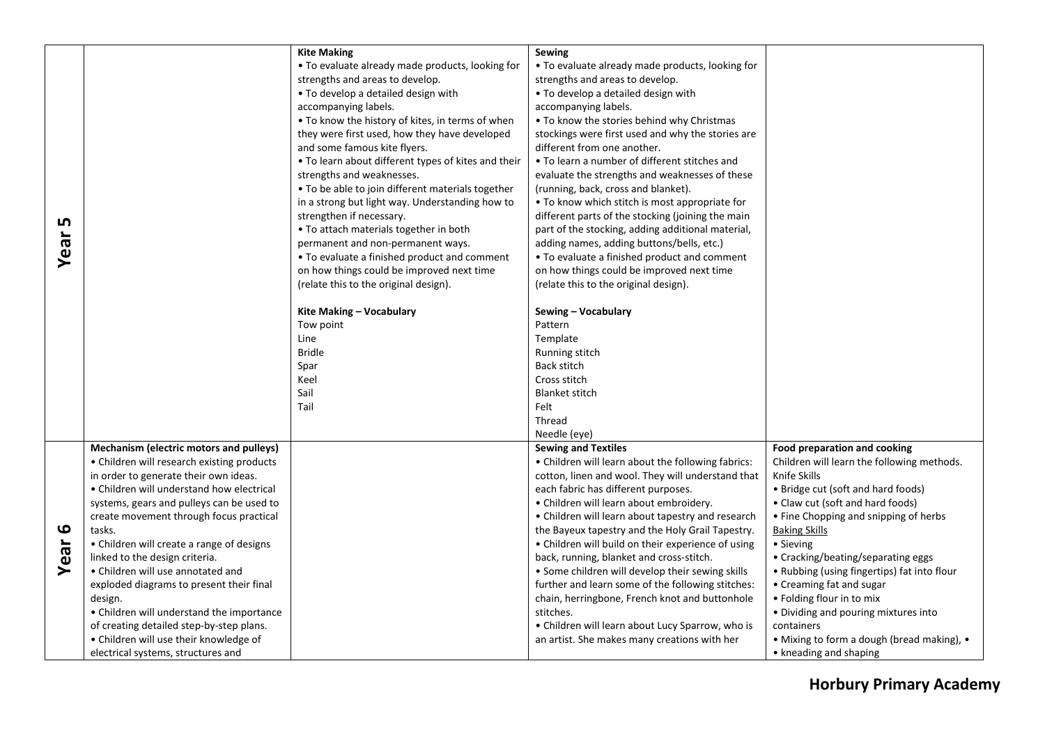| | | | | |
|---|---|---|---|---|
| **Year 5** | | **Kite Making**<br>• To evaluate already made products, looking for strengths and areas to develop.<br>• To develop a detailed design with accompanying labels.<br>• To know the history of kites, in terms of when they were first used, how they have developed and some famous kite flyers.<br>• To learn about different types of kites and their strengths and weaknesses.<br>• To be able to join different materials together in a strong but light way. Understanding how to strengthen if necessary.<br>• To attach materials together in both permanent and non-permanent ways.<br>• To evaluate a finished product and comment on how things could be improved next time (relate this to the original design).<br><br>**Kite Making – Vocabulary**<br>Tow point<br>Line<br>Bridle<br>Spar<br>Keel<br>Sail<br>Tail | **Sewing**<br>• To evaluate already made products, looking for strengths and areas to develop.<br>• To develop a detailed design with accompanying labels.<br>• To know the stories behind why Christmas stockings were first used and why the stories are different from one another.<br>• To learn a number of different stitches and evaluate the strengths and weaknesses of these (running, back, cross and blanket).<br>• To know which stitch is most appropriate for different parts of the stocking (joining the main part of the stocking, adding additional material, adding names, adding buttons/bells, etc.)<br>• To evaluate a finished product and comment on how things could be improved next time (relate this to the original design).<br><br>**Sewing – Vocabulary**<br>Pattern<br>Template<br>Running stitch<br>Back stitch<br>Cross stitch<br>Blanket stitch<br>Felt<br>Thread<br>Needle (eye) | |
| **Year 6** | **Mechanism (electric motors and pulleys)**<br>• Children will research existing products in order to generate their own ideas.<br>• Children will understand how electrical systems, gears and pulleys can be used to create movement through focus practical tasks.<br>• Children will create a range of designs linked to the design criteria.<br>• Children will use annotated and exploded diagrams to present their final design.<br>• Children will understand the importance of creating detailed step-by-step plans.<br>• Children will use their knowledge of electrical systems, structures and | | **Sewing and Textiles**<br>• Children will learn about the following fabrics: cotton, linen and wool. They will understand that each fabric has different purposes.<br>• Children will learn about embroidery.<br>• Children will learn about tapestry and research the Bayeux tapestry and the Holy Grail Tapestry.<br>• Children will build on their experience of using back, running, blanket and cross-stitch.<br>• Some children will develop their sewing skills further and learn some of the following stitches: chain, herringbone, French knot and buttonhole stitches.<br>• Children will learn about Lucy Sparrow, who is an artist. She makes many creations with her | **Food preparation and cooking**<br>Children will learn the following methods.<br>Knife Skills<br>• Bridge cut (soft and hard foods)<br>• Claw cut (soft and hard foods)<br>• Fine Chopping and snipping of herbs<br><u>Baking Skills</u><br>• Sieving<br>• Cracking/beating/separating eggs<br>• Rubbing (using fingertips) fat into flour<br>• Creaming fat and sugar<br>• Folding flour in to mix<br>• Dividing and pouring mixtures into containers<br>• Mixing to form a dough (bread making), •<br>• kneading and shaping |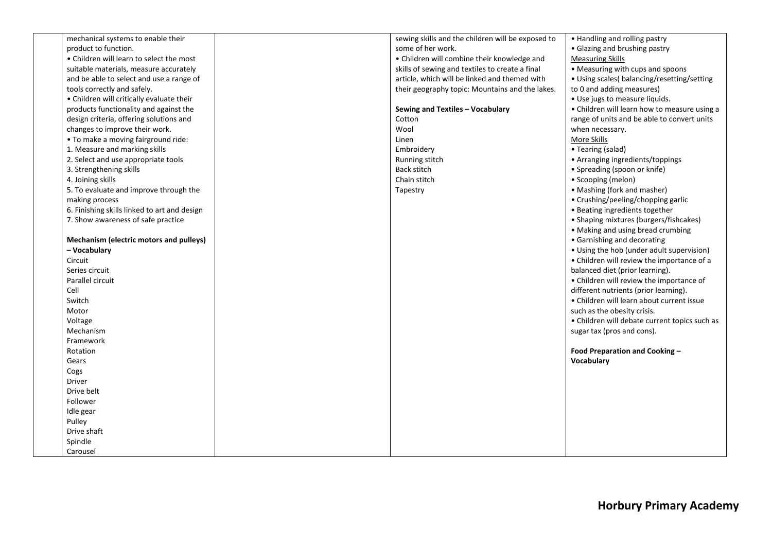| | | | | |
|---|---|---|---|---|
| | mechanical systems to enable their product to function.<br>• Children will learn to select the most suitable materials, measure accurately and be able to select and use a range of tools correctly and safely.<br>• Children will critically evaluate their products functionality and against the design criteria, offering solutions and changes to improve their work.<br>• To make a moving fairground ride:<br>1. Measure and marking skills<br>2. Select and use appropriate tools<br>3. Strengthening skills<br>4. Joining skills<br>5. To evaluate and improve through the making process<br>6. Finishing skills linked to art and design<br>7. Show awareness of safe practice<br><br>**Mechanism (electric motors and pulleys) – Vocabulary**<br>Circuit<br>Series circuit<br>Parallel circuit<br>Cell<br>Switch<br>Motor<br>Voltage<br>Mechanism<br>Framework<br>Rotation<br>Gears<br>Cogs<br>Driver<br>Drive belt<br>Follower<br>Idle gear<br>Pulley<br>Drive shaft<br>Spindle<br>Carousel | | sewing skills and the children will be exposed to some of her work.<br>• Children will combine their knowledge and skills of sewing and textiles to create a final article, which will be linked and themed with their geography topic: Mountains and the lakes.<br><br>**Sewing and Textiles – Vocabulary**<br>Cotton<br>Wool<br>Linen<br>Embroidery<br>Running stitch<br>Back stitch<br>Chain stitch<br>Tapestry | • Handling and rolling pastry<br>• Glazing and brushing pastry<br>Measuring Skills<br>• Measuring with cups and spoons<br>• Using scales( balancing/resetting/setting to 0 and adding measures)<br>• Use jugs to measure liquids.<br>• Children will learn how to measure using a range of units and be able to convert units when necessary.<br>More Skills<br>• Tearing (salad)<br>• Arranging ingredients/toppings<br>• Spreading (spoon or knife)<br>• Scooping (melon)<br>• Mashing (fork and masher)<br>• Crushing/peeling/chopping garlic<br>• Beating ingredients together<br>• Shaping mixtures (burgers/fishcakes)<br>• Making and using bread crumbing<br>• Garnishing and decorating<br>• Using the hob (under adult supervision)<br>• Children will review the importance of a balanced diet (prior learning).<br>• Children will review the importance of different nutrients (prior learning).<br>• Children will learn about current issue such as the obesity crisis.<br>• Children will debate current topics such as sugar tax (pros and cons).<br><br>**Food Preparation and Cooking – Vocabulary** |

**Horbury Primary Academy**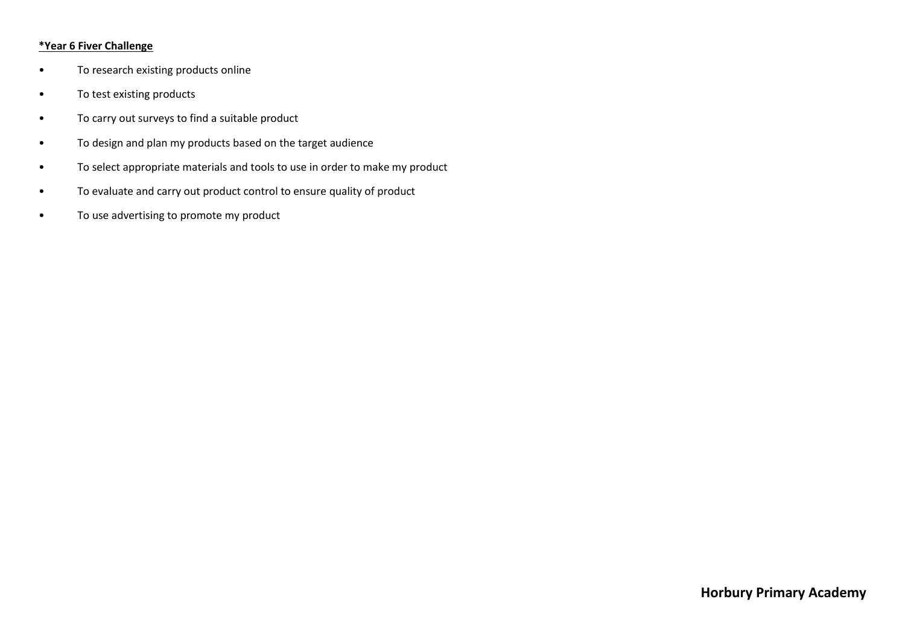**\*Year 6 Fiver Challenge**

- To research existing products online
- To test existing products
- To carry out surveys to find a suitable product
- To design and plan my products based on the target audience
- To select appropriate materials and tools to use in order to make my product
- To evaluate and carry out product control to ensure quality of product
- To use advertising to promote my product